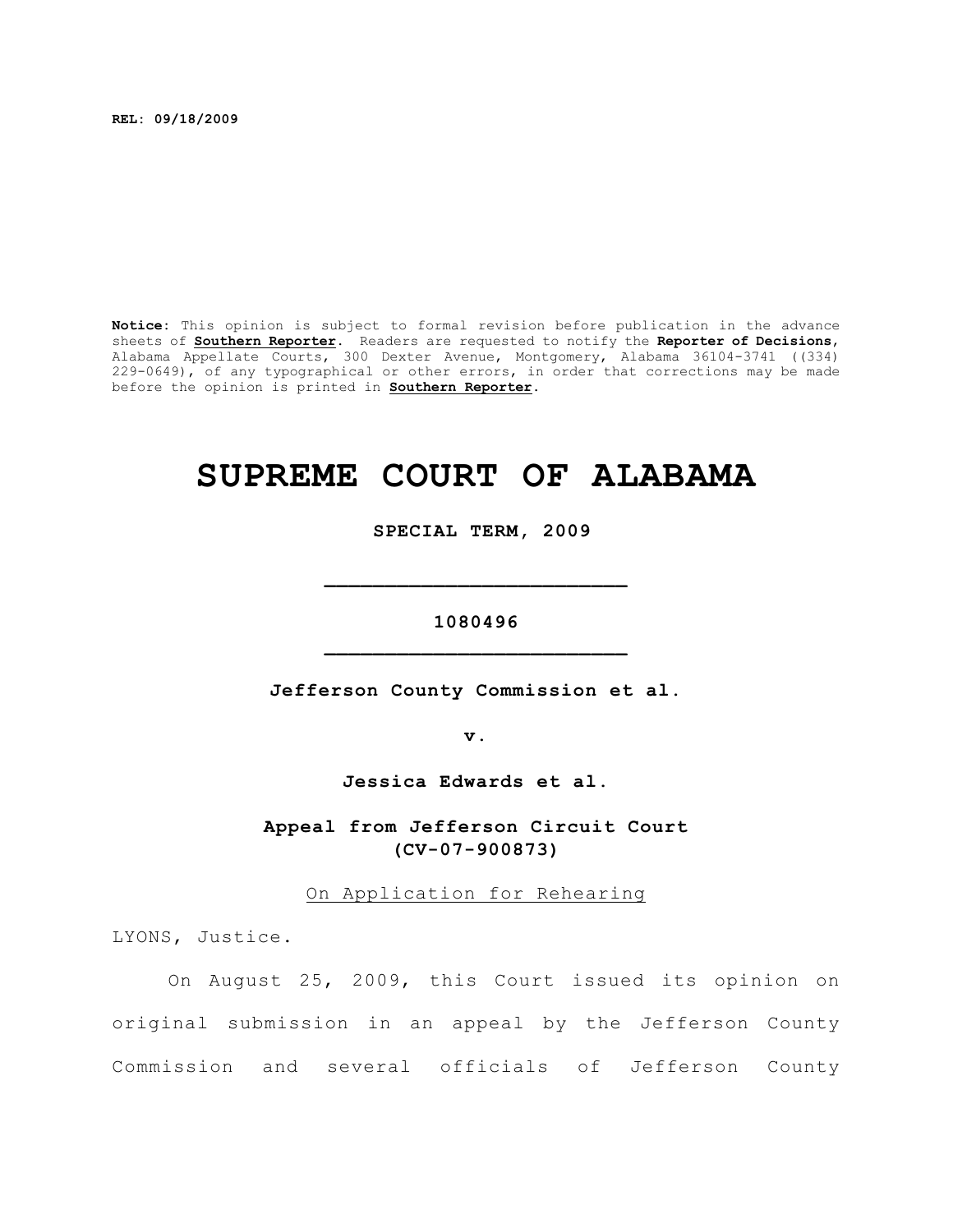**REL: 09/18/2009**

**Notice:** This opinion is subject to formal revision before publication in the advance sheets of **Southern Reporter**. Readers are requested to notify the **Reporter of Decisions**, Alabama Appellate Courts, 300 Dexter Avenue, Montgomery, Alabama 36104-3741 ((334) 229-0649), of any typographical or other errors, in order that corrections may be made before the opinion is printed in **Southern Reporter**.

# SUPREME COURT OF ALABAMA

**SPECIAL TERM, 2009**

**_________________________**

**1080496**

**_________________________**

**Jefferson County Commission et al.**

**v.**

**Jessica Edwards et al.**

**Appeal from Jefferson Circuit Court (CV-07-900873)**

On Application for Rehearing

LYONS, Justice.

On August 25, 2009, this Court issued its opinion on original submission in an appeal by the Jefferson County Commission and several officials of Jefferson County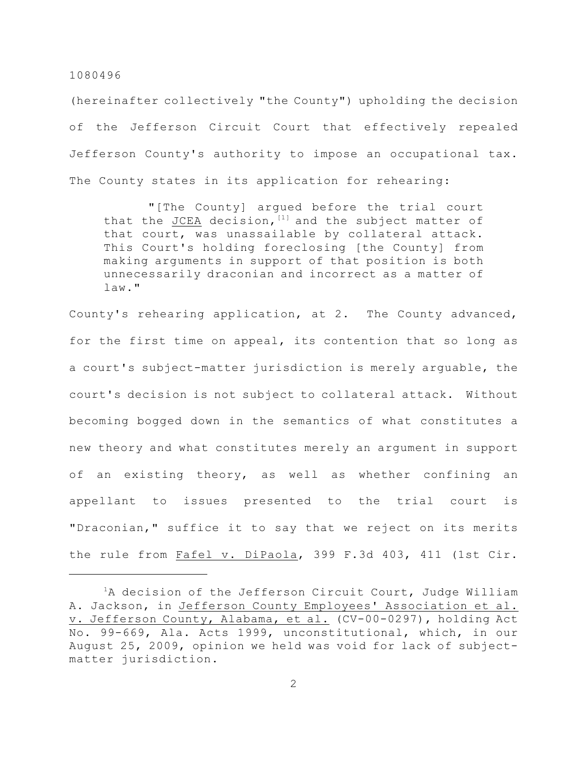(hereinafter collectively "the County") upholding the decision of the Jefferson Circuit Court that effectively repealed Jefferson County's authority to impose an occupational tax. The County states in its application for rehearing:

> "[The County] argued before the trial court that the JCEA decision,[1] and the subject matter of that court, was unassailable by collateral attack. This Court's holding foreclosing [the County] from making arguments in support of that position is both unnecessarily draconian and incorrect as a matter of law."

County's rehearing application, at 2. The County advanced, for the first time on appeal, its contention that so long as a court's subject-matter jurisdiction is merely arguable, the court's decision is not subject to collateral attack. Without becoming bogged down in the semantics of what constitutes a new theory and what constitutes merely an argument in support of an existing theory, as well as whether confining an appellant to issues presented to the trial court is "Draconian," suffice it to say that we reject on its merits the rule from Fafel v. DiPaola, 399 F.3d 403, 411 (1st Cir.

---

[1]A decision of the Jefferson Circuit Court, Judge William A. Jackson, in Jefferson County Employees' Association et al. v. Jefferson County, Alabama, et al. (CV-00-0297), holding Act No. 99-669, Ala. Acts 1999, unconstitutional, which, in our August 25, 2009, opinion we held was void for lack of subject-matter jurisdiction.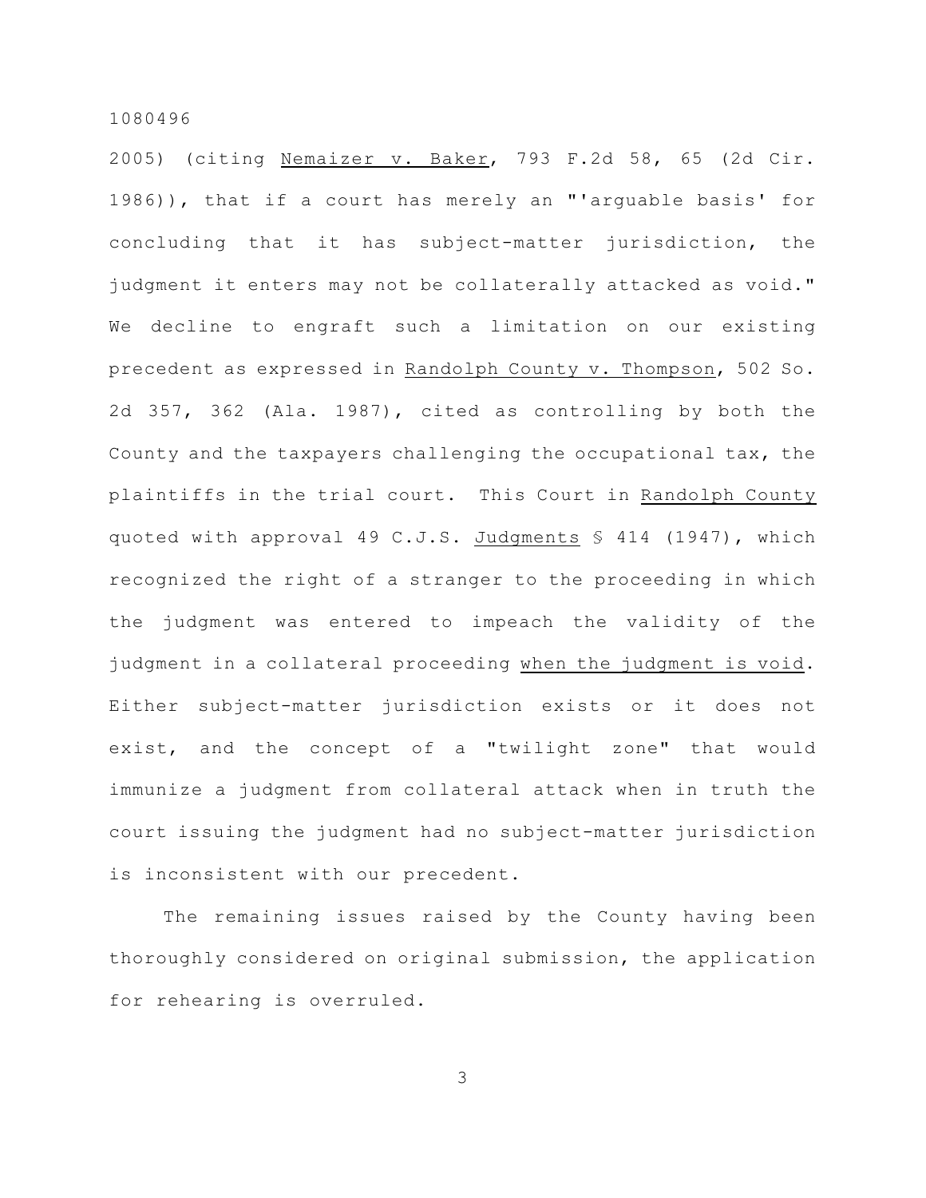2005) (citing Nemaizer v. Baker, 793 F.2d 58, 65 (2d Cir. 1986)), that if a court has merely an "'arguable basis' for concluding that it has subject-matter jurisdiction, the judgment it enters may not be collaterally attacked as void." We decline to engraft such a limitation on our existing precedent as expressed in Randolph County v. Thompson, 502 So. 2d 357, 362 (Ala. 1987), cited as controlling by both the County and the taxpayers challenging the occupational tax, the plaintiffs in the trial court. This Court in Randolph County quoted with approval 49 C.J.S. Judgments § 414 (1947), which recognized the right of a stranger to the proceeding in which the judgment was entered to impeach the validity of the judgment in a collateral proceeding when the judgment is void. Either subject-matter jurisdiction exists or it does not exist, and the concept of a "twilight zone" that would immunize a judgment from collateral attack when in truth the court issuing the judgment had no subject-matter jurisdiction is inconsistent with our precedent.

The remaining issues raised by the County having been thoroughly considered on original submission, the application for rehearing is overruled.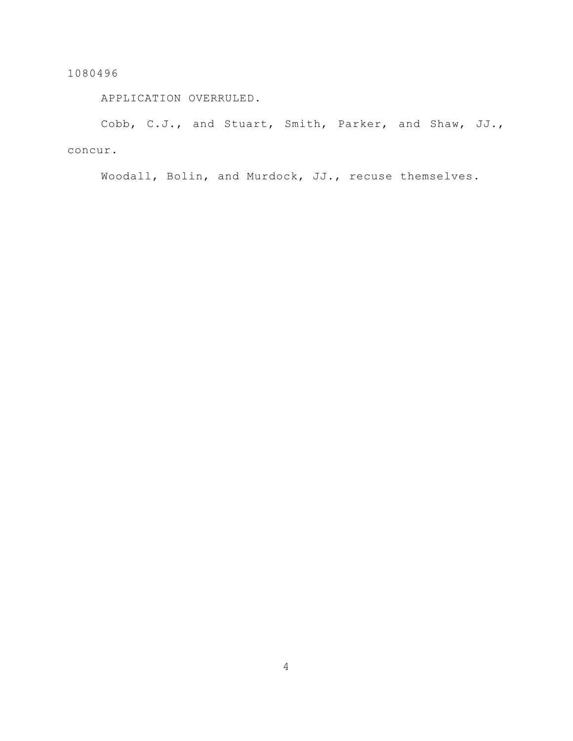APPLICATION OVERRULED.

Cobb, C.J., and Stuart, Smith, Parker, and Shaw, JJ., concur.

Woodall, Bolin, and Murdock, JJ., recuse themselves.